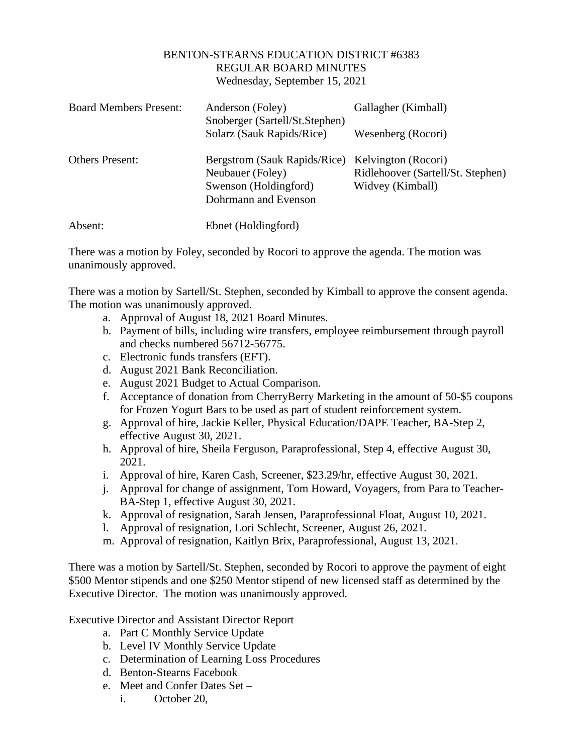# BENTON-STEARNS EDUCATION DISTRICT #6383
## REGULAR BOARD MINUTES
Wednesday, September 15, 2021

| | | |
|---|---|---|
| Board Members Present: | Anderson (Foley) | Gallagher (Kimball) |
| | Snoberger (Sartell/St.Stephen) | |
| | Solarz (Sauk Rapids/Rice) | Wesenberg (Rocori) |
| Others Present: | Bergstrom (Sauk Rapids/Rice) | Kelvington (Rocori) |
| | Neubauer (Foley) | Ridlehoover (Sartell/St. Stephen) |
| | Swenson (Holdingford) | Widvey (Kimball) |
| | Dohrmann and Evenson | |
| Absent: | Ebnet (Holdingford) | |

There was a motion by Foley, seconded by Rocori to approve the agenda. The motion was unanimously approved.

There was a motion by Sartell/St. Stephen, seconded by Kimball to approve the consent agenda. The motion was unanimously approved.

a. Approval of August 18, 2021 Board Minutes.
b. Payment of bills, including wire transfers, employee reimbursement through payroll and checks numbered 56712-56775.
c. Electronic funds transfers (EFT).
d. August 2021 Bank Reconciliation.
e. August 2021 Budget to Actual Comparison.
f. Acceptance of donation from CherryBerry Marketing in the amount of 50-$5 coupons for Frozen Yogurt Bars to be used as part of student reinforcement system.
g. Approval of hire, Jackie Keller, Physical Education/DAPE Teacher, BA-Step 2, effective August 30, 2021.
h. Approval of hire, Sheila Ferguson, Paraprofessional, Step 4, effective August 30, 2021.
i. Approval of hire, Karen Cash, Screener, $23.29/hr, effective August 30, 2021.
j. Approval for change of assignment, Tom Howard, Voyagers, from Para to Teacher-BA-Step 1, effective August 30, 2021.
k. Approval of resignation, Sarah Jensen, Paraprofessional Float, August 10, 2021.
l. Approval of resignation, Lori Schlecht, Screener, August 26, 2021.
m. Approval of resignation, Kaitlyn Brix, Paraprofessional, August 13, 2021.

There was a motion by Sartell/St. Stephen, seconded by Rocori to approve the payment of eight $500 Mentor stipends and one $250 Mentor stipend of new licensed staff as determined by the Executive Director. The motion was unanimously approved.

Executive Director and Assistant Director Report

a. Part C Monthly Service Update
b. Level IV Monthly Service Update
c. Determination of Learning Loss Procedures
d. Benton-Stearns Facebook
e. Meet and Confer Dates Set –
    i. October 20,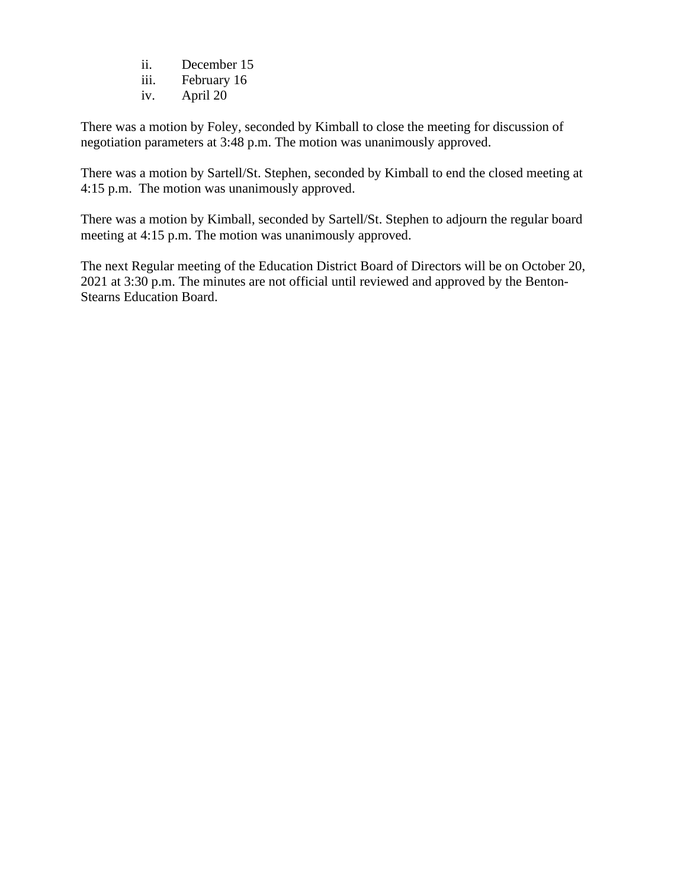ii. December 15
iii. February 16
iv. April 20

There was a motion by Foley, seconded by Kimball to close the meeting for discussion of negotiation parameters at 3:48 p.m. The motion was unanimously approved.

There was a motion by Sartell/St. Stephen, seconded by Kimball to end the closed meeting at 4:15 p.m. The motion was unanimously approved.

There was a motion by Kimball, seconded by Sartell/St. Stephen to adjourn the regular board meeting at 4:15 p.m. The motion was unanimously approved.

The next Regular meeting of the Education District Board of Directors will be on October 20, 2021 at 3:30 p.m. The minutes are not official until reviewed and approved by the Benton-Stearns Education Board.